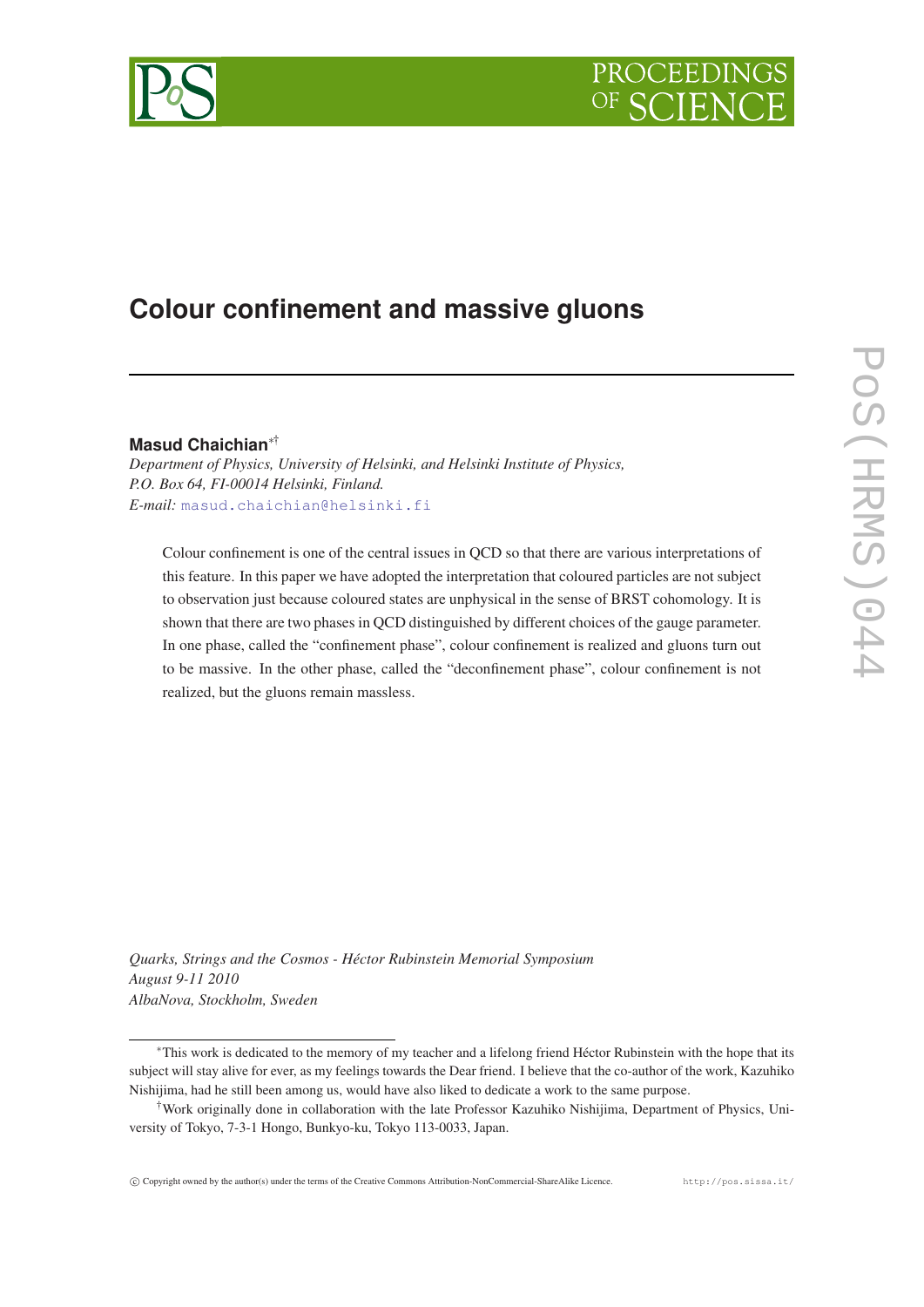# Colour confinement and massive gluons

**Masud Chaichian**[*†]

*Department of Physics, University of Helsinki, and Helsinki Institute of Physics, P.O. Box 64, FI-00014 Helsinki, Finland.*
*E-mail:* masud.chaichian@helsinki.fi

Colour confinement is one of the central issues in QCD so that there are various interpretations of this feature. In this paper we have adopted the interpretation that coloured particles are not subject to observation just because coloured states are unphysical in the sense of BRST cohomology. It is shown that there are two phases in QCD distinguished by different choices of the gauge parameter. In one phase, called the "confinement phase", colour confinement is realized and gluons turn out to be massive. In the other phase, called the "deconfinement phase", colour confinement is not realized, but the gluons remain massless.

*Quarks, Strings and the Cosmos - Héctor Rubinstein Memorial Symposium*
*August 9-11 2010*
*AlbaNova, Stockholm, Sweden*

---

[*] This work is dedicated to the memory of my teacher and a lifelong friend Héctor Rubinstein with the hope that its subject will stay alive for ever, as my feelings towards the Dear friend. I believe that the co-author of the work, Kazuhiko Nishijima, had he still been among us, would have also liked to dedicate a work to the same purpose.

[†] Work originally done in collaboration with the late Professor Kazuhiko Nishijima, Department of Physics, University of Tokyo, 7-3-1 Hongo, Bunkyo-ku, Tokyo 113-0033, Japan.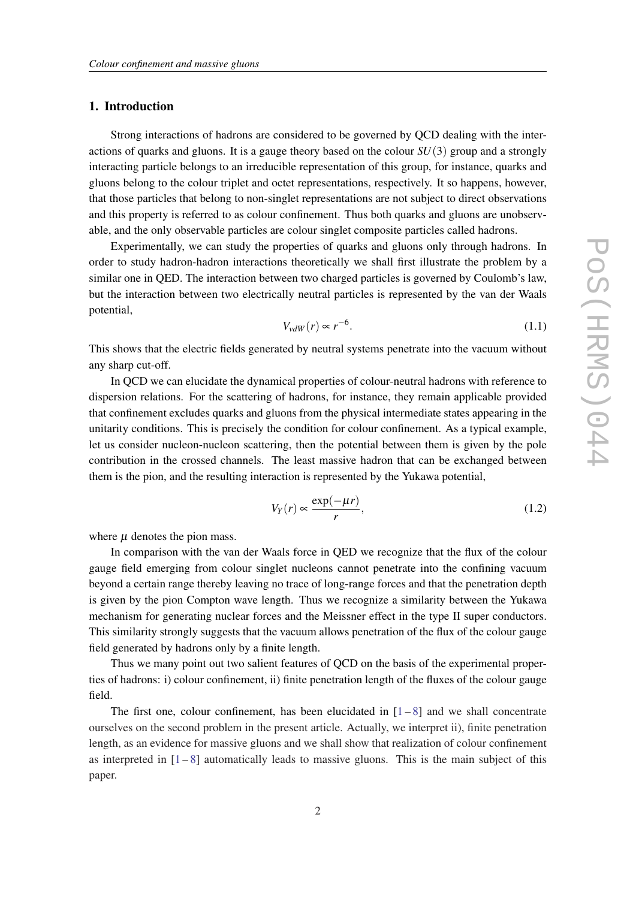## 1. Introduction

Strong interactions of hadrons are considered to be governed by QCD dealing with the interactions of quarks and gluons. It is a gauge theory based on the colour $SU(3)$ group and a strongly interacting particle belongs to an irreducible representation of this group, for instance, quarks and gluons belong to the colour triplet and octet representations, respectively. It so happens, however, that those particles that belong to non-singlet representations are not subject to direct observations and this property is referred to as colour confinement. Thus both quarks and gluons are unobservable, and the only observable particles are colour singlet composite particles called hadrons.

Experimentally, we can study the properties of quarks and gluons only through hadrons. In order to study hadron-hadron interactions theoretically we shall first illustrate the problem by a similar one in QED. The interaction between two charged particles is governed by Coulomb's law, but the interaction between two electrically neutral particles is represented by the van der Waals potential,

$$V_{vdW}(r) \propto r^{-6}. \tag{1.1}$$

This shows that the electric fields generated by neutral systems penetrate into the vacuum without any sharp cut-off.

In QCD we can elucidate the dynamical properties of colour-neutral hadrons with reference to dispersion relations. For the scattering of hadrons, for instance, they remain applicable provided that confinement excludes quarks and gluons from the physical intermediate states appearing in the unitarity conditions. This is precisely the condition for colour confinement. As a typical example, let us consider nucleon-nucleon scattering, then the potential between them is given by the pole contribution in the crossed channels. The least massive hadron that can be exchanged between them is the pion, and the resulting interaction is represented by the Yukawa potential,

$$V_Y(r) \propto \frac{\exp(-\mu r)}{r}, \tag{1.2}$$

where $\mu$ denotes the pion mass.

In comparison with the van der Waals force in QED we recognize that the flux of the colour gauge field emerging from colour singlet nucleons cannot penetrate into the confining vacuum beyond a certain range thereby leaving no trace of long-range forces and that the penetration depth is given by the pion Compton wave length. Thus we recognize a similarity between the Yukawa mechanism for generating nuclear forces and the Meissner effect in the type II super conductors. This similarity strongly suggests that the vacuum allows penetration of the flux of the colour gauge field generated by hadrons only by a finite length.

Thus we many point out two salient features of QCD on the basis of the experimental properties of hadrons: i) colour confinement, ii) finite penetration length of the fluxes of the colour gauge field.

The first one, colour confinement, has been elucidated in [1 – 8] and we shall concentrate ourselves on the second problem in the present article. Actually, we interpret ii), finite penetration length, as an evidence for massive gluons and we shall show that realization of colour confinement as interpreted in [1 – 8] automatically leads to massive gluons. This is the main subject of this paper.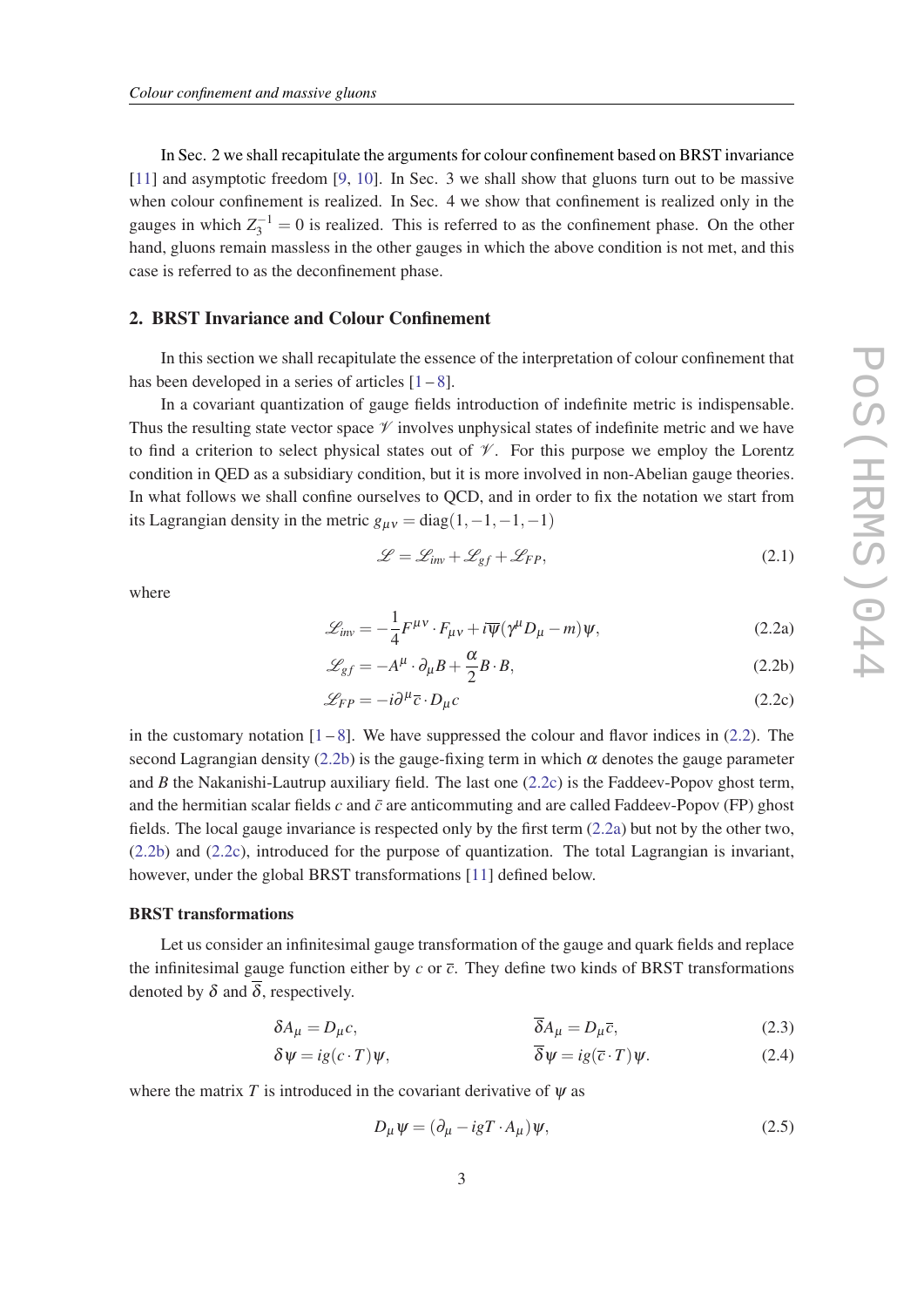In Sec. 2 we shall recapitulate the arguments for colour confinement based on BRST invariance [11] and asymptotic freedom [9, 10]. In Sec. 3 we shall show that gluons turn out to be massive when colour confinement is realized. In Sec. 4 we show that confinement is realized only in the gauges in which $Z_3^{-1} = 0$ is realized. This is referred to as the confinement phase. On the other hand, gluons remain massless in the other gauges in which the above condition is not met, and this case is referred to as the deconfinement phase.

## 2. BRST Invariance and Colour Confinement

In this section we shall recapitulate the essence of the interpretation of colour confinement that has been developed in a series of articles [1 – 8].

In a covariant quantization of gauge fields introduction of indefinite metric is indispensable. Thus the resulting state vector space $\mathscr{V}$ involves unphysical states of indefinite metric and we have to find a criterion to select physical states out of $\mathscr{V}$. For this purpose we employ the Lorentz condition in QED as a subsidiary condition, but it is more involved in non-Abelian gauge theories. In what follows we shall confine ourselves to QCD, and in order to fix the notation we start from its Lagrangian density in the metric $g_{\mu\nu} = \mathrm{diag}(1,-1,-1,-1)$

$$\mathscr{L} = \mathscr{L}_{inv} + \mathscr{L}_{gf} + \mathscr{L}_{FP}, \tag{2.1}$$

where

$$\mathscr{L}_{inv} = -\frac{1}{4}F^{\mu\nu}\cdot F_{\mu\nu} + i\overline{\psi}(\gamma^\mu D_\mu - m)\psi, \tag{2.2a}$$

$$\mathscr{L}_{gf} = -A^\mu \cdot \partial_\mu B + \frac{\alpha}{2}B\cdot B, \tag{2.2b}$$

$$\mathscr{L}_{FP} = -i\partial^\mu \overline{c}\cdot D_\mu c \tag{2.2c}$$

in the customary notation [1 – 8]. We have suppressed the colour and flavor indices in (2.2). The second Lagrangian density (2.2b) is the gauge-fixing term in which $\alpha$ denotes the gauge parameter and $B$ the Nakanishi-Lautrup auxiliary field. The last one (2.2c) is the Faddeev-Popov ghost term, and the hermitian scalar fields $c$ and $\bar{c}$ are anticommuting and are called Faddeev-Popov (FP) ghost fields. The local gauge invariance is respected only by the first term (2.2a) but not by the other two, (2.2b) and (2.2c), introduced for the purpose of quantization. The total Lagrangian is invariant, however, under the global BRST transformations [11] defined below.

### BRST transformations

Let us consider an infinitesimal gauge transformation of the gauge and quark fields and replace the infinitesimal gauge function either by $c$ or $\overline{c}$. They define two kinds of BRST transformations denoted by $\delta$ and $\overline{\delta}$, respectively.

$$\delta A_\mu = D_\mu c, \qquad \overline{\delta} A_\mu = D_\mu \overline{c}, \tag{2.3}$$

$$\delta\psi = ig(c\cdot T)\psi, \qquad \overline{\delta}\psi = ig(\overline{c}\cdot T)\psi. \tag{2.4}$$

where the matrix $T$ is introduced in the covariant derivative of $\psi$ as

$$D_\mu \psi = (\partial_\mu - igT\cdot A_\mu)\psi, \tag{2.5}$$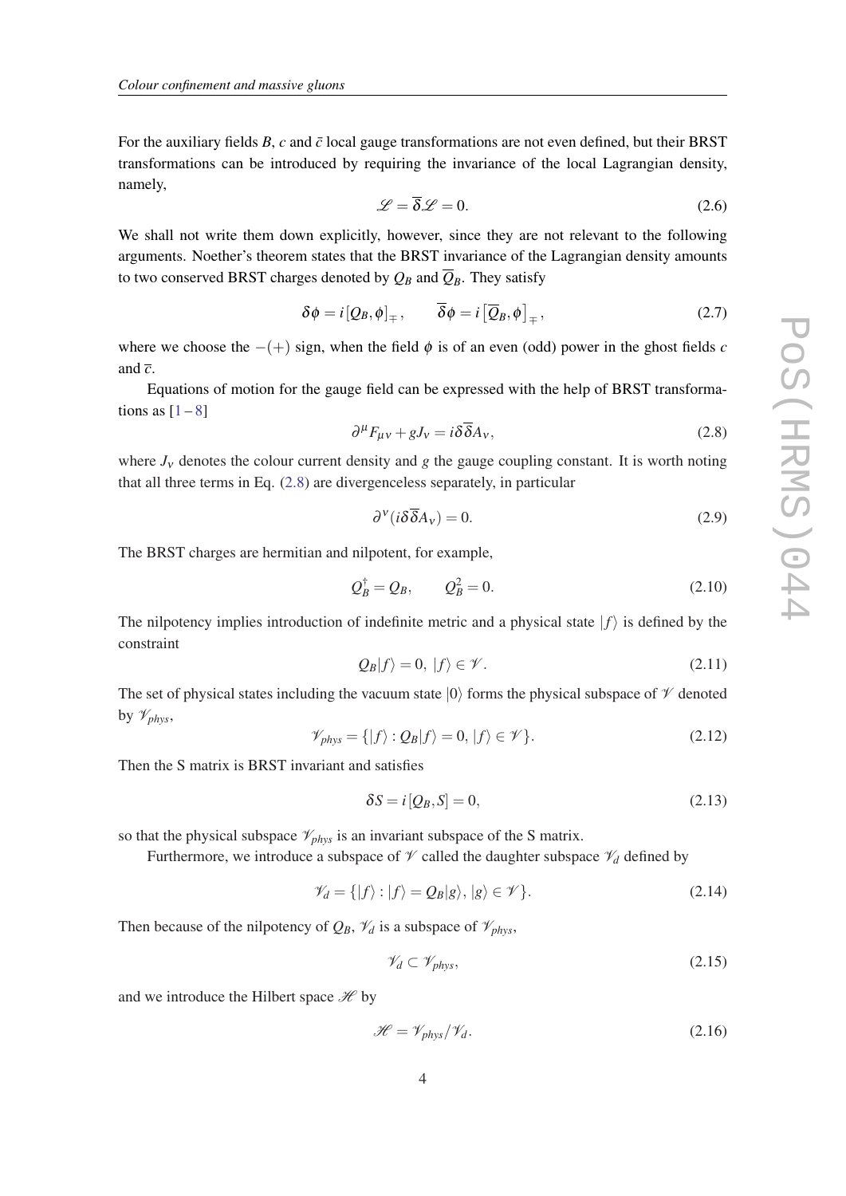For the auxiliary fields $B$, $c$ and $\bar{c}$ local gauge transformations are not even defined, but their BRST transformations can be introduced by requiring the invariance of the local Lagrangian density, namely,

$$\mathscr{L} = \overline{\delta}\mathscr{L} = 0. \tag{2.6}$$

We shall not write them down explicitly, however, since they are not relevant to the following arguments. Noether's theorem states that the BRST invariance of the Lagrangian density amounts to two conserved BRST charges denoted by $Q_B$ and $\overline{Q}_B$. They satisfy

$$\delta\phi = i\left[Q_B, \phi\right]_{\mp}, \qquad \overline{\delta}\phi = i\left[\overline{Q}_B, \phi\right]_{\mp}, \tag{2.7}$$

where we choose the $-(+)$ sign, when the field $\phi$ is of an even (odd) power in the ghost fields $c$ and $\overline{c}$.

Equations of motion for the gauge field can be expressed with the help of BRST transformations as [1 – 8]

$$\partial^\mu F_{\mu\nu} + gJ_\nu = i\delta\overline{\delta}A_\nu, \tag{2.8}$$

where $J_\nu$ denotes the colour current density and $g$ the gauge coupling constant. It is worth noting that all three terms in Eq. (2.8) are divergenceless separately, in particular

$$\partial^\nu(i\delta\overline{\delta}A_\nu) = 0. \tag{2.9}$$

The BRST charges are hermitian and nilpotent, for example,

$$Q_B^\dagger = Q_B, \qquad Q_B^2 = 0. \tag{2.10}$$

The nilpotency implies introduction of indefinite metric and a physical state $|f\rangle$ is defined by the constraint

$$Q_B|f\rangle = 0,\ |f\rangle \in \mathscr{V}. \tag{2.11}$$

The set of physical states including the vacuum state $|0\rangle$ forms the physical subspace of $\mathscr{V}$ denoted by $\mathscr{V}_{phys}$,

$$\mathscr{V}_{phys} = \{|f\rangle : Q_B|f\rangle = 0,\ |f\rangle \in \mathscr{V}\}. \tag{2.12}$$

Then the S matrix is BRST invariant and satisfies

$$\delta S = i\left[Q_B, S\right] = 0, \tag{2.13}$$

so that the physical subspace $\mathscr{V}_{phys}$ is an invariant subspace of the S matrix.

Furthermore, we introduce a subspace of $\mathscr{V}$ called the daughter subspace $\mathscr{V}_d$ defined by

$$\mathscr{V}_d = \{|f\rangle : |f\rangle = Q_B|g\rangle,\ |g\rangle \in \mathscr{V}\}. \tag{2.14}$$

Then because of the nilpotency of $Q_B$, $\mathscr{V}_d$ is a subspace of $\mathscr{V}_{phys}$,

$$\mathscr{V}_d \subset \mathscr{V}_{phys}, \tag{2.15}$$

and we introduce the Hilbert space $\mathscr{H}$ by

$$\mathscr{H} = \mathscr{V}_{phys}/\mathscr{V}_d. \tag{2.16}$$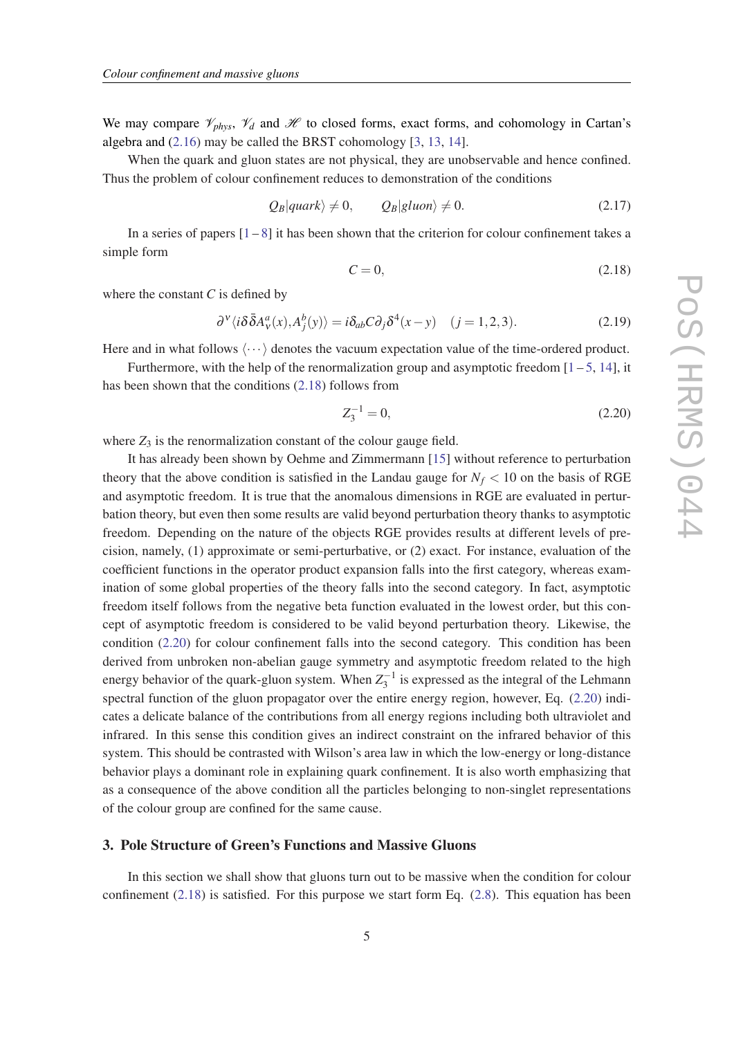We may compare $\mathscr{V}_{phys}$, $\mathscr{V}_d$ and $\mathscr{H}$ to closed forms, exact forms, and cohomology in Cartan's algebra and (2.16) may be called the BRST cohomology [3, 13, 14].

When the quark and gluon states are not physical, they are unobservable and hence confined. Thus the problem of colour confinement reduces to demonstration of the conditions

$$Q_B|quark\rangle \neq 0, \qquad Q_B|gluon\rangle \neq 0. \tag{2.17}$$

In a series of papers [1 – 8] it has been shown that the criterion for colour confinement takes a simple form

$$C = 0, \tag{2.18}$$

where the constant $C$ is defined by

$$\partial^\nu \langle i\delta\bar{\delta}A^a_\nu(x), A^b_j(y)\rangle = i\delta_{ab}C\partial_j\delta^4(x-y) \quad (j = 1,2,3). \tag{2.19}$$

Here and in what follows $\langle\cdots\rangle$ denotes the vacuum expectation value of the time-ordered product.

Furthermore, with the help of the renormalization group and asymptotic freedom [1 – 5, 14], it has been shown that the conditions (2.18) follows from

$$Z_3^{-1} = 0, \tag{2.20}$$

where $Z_3$ is the renormalization constant of the colour gauge field.

It has already been shown by Oehme and Zimmermann [15] without reference to perturbation theory that the above condition is satisfied in the Landau gauge for $N_f < 10$ on the basis of RGE and asymptotic freedom. It is true that the anomalous dimensions in RGE are evaluated in perturbation theory, but even then some results are valid beyond perturbation theory thanks to asymptotic freedom. Depending on the nature of the objects RGE provides results at different levels of precision, namely, (1) approximate or semi-perturbative, or (2) exact. For instance, evaluation of the coefficient functions in the operator product expansion falls into the first category, whereas examination of some global properties of the theory falls into the second category. In fact, asymptotic freedom itself follows from the negative beta function evaluated in the lowest order, but this concept of asymptotic freedom is considered to be valid beyond perturbation theory. Likewise, the condition (2.20) for colour confinement falls into the second category. This condition has been derived from unbroken non-abelian gauge symmetry and asymptotic freedom related to the high energy behavior of the quark-gluon system. When $Z_3^{-1}$ is expressed as the integral of the Lehmann spectral function of the gluon propagator over the entire energy region, however, Eq. (2.20) indicates a delicate balance of the contributions from all energy regions including both ultraviolet and infrared. In this sense this condition gives an indirect constraint on the infrared behavior of this system. This should be contrasted with Wilson's area law in which the low-energy or long-distance behavior plays a dominant role in explaining quark confinement. It is also worth emphasizing that as a consequence of the above condition all the particles belonging to non-singlet representations of the colour group are confined for the same cause.

## 3. Pole Structure of Green's Functions and Massive Gluons

In this section we shall show that gluons turn out to be massive when the condition for colour confinement (2.18) is satisfied. For this purpose we start form Eq. (2.8). This equation has been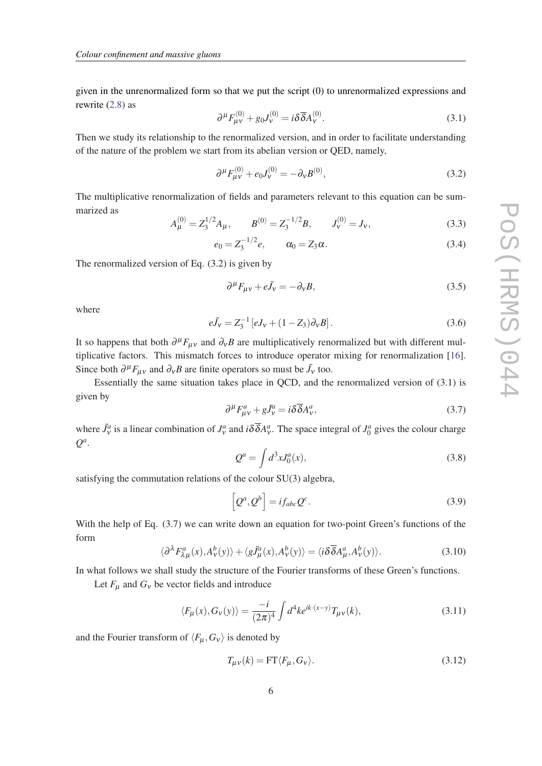given in the unrenormalized form so that we put the script (0) to unrenormalized expressions and rewrite (2.8) as

$$\partial^\mu F^{(0)}_{\mu\nu} + g_0 J^{(0)}_\nu = i\delta\overline{\delta}A^{(0)}_\nu. \tag{3.1}$$

Then we study its relationship to the renormalized version, and in order to facilitate understanding of the nature of the problem we start from its abelian version or QED, namely,

$$\partial^\mu F^{(0)}_{\mu\nu} + e_0 J^{(0)}_\nu = -\partial_\nu B^{(0)}, \tag{3.2}$$

The multiplicative renormalization of fields and parameters relevant to this equation can be summarized as

$$A^{(0)}_\mu = Z_3^{1/2} A_\mu, \qquad B^{(0)} = Z_3^{-1/2} B, \qquad J^{(0)}_\nu = J_\nu, \tag{3.3}$$

$$e_0 = Z_3^{-1/2} e, \qquad \alpha_0 = Z_3 \alpha. \tag{3.4}$$

The renormalized version of Eq. (3.2) is given by

$$\partial^\mu F_{\mu\nu} + e\tilde{J}_\nu = -\partial_\nu B, \tag{3.5}$$

where

$$e\tilde{J}_\nu = Z_3^{-1}\left[eJ_\nu + (1-Z_3)\partial_\nu B\right]. \tag{3.6}$$

It so happens that both $\partial^\mu F_{\mu\nu}$ and $\partial_\nu B$ are multiplicatively renormalized but with different multiplicative factors. This mismatch forces to introduce operator mixing for renormalization [16]. Since both $\partial^\mu F_{\mu\nu}$ and $\partial_\nu B$ are finite operators so must be $\tilde{J}_\nu$ too.

Essentially the same situation takes place in QCD, and the renormalized version of (3.1) is given by

$$\partial^\mu F^a_{\mu\nu} + g\tilde{J}^a_\nu = i\delta\overline{\delta}A^a_\nu, \tag{3.7}$$

where $\tilde{J}^a_\nu$ is a linear combination of $J^a_\nu$ and $i\delta\overline{\delta}A^a_\nu$. The space integral of $J^a_0$ gives the colour charge $Q^a$.

$$Q^a = \int d^3x J^a_0(x), \tag{3.8}$$

satisfying the commutation relations of the colour SU(3) algebra,

$$\left[Q^a, Q^b\right] = if_{abc}Q^c. \tag{3.9}$$

With the help of Eq. (3.7) we can write down an equation for two-point Green's functions of the form

$$\langle \partial^\lambda F^a_{\lambda\mu}(x), A^b_\nu(y)\rangle + \langle g\tilde{J}^a_\mu(x), A^b_\nu(y)\rangle = \langle i\delta\overline{\delta}A^a_\mu, A^b_\nu(y)\rangle. \tag{3.10}$$

In what follows we shall study the structure of the Fourier transforms of these Green's functions.

Let $F_\mu$ and $G_\nu$ be vector fields and introduce

$$\langle F_\mu(x), G_\nu(y)\rangle = \frac{-i}{(2\pi)^4}\int d^4k e^{ik\cdot(x-y)} T_{\mu\nu}(k), \tag{3.11}$$

and the Fourier transform of $\langle F_\mu, G_\nu\rangle$ is denoted by

$$T_{\mu\nu}(k) = \mathrm{FT}\langle F_\mu, G_\nu\rangle. \tag{3.12}$$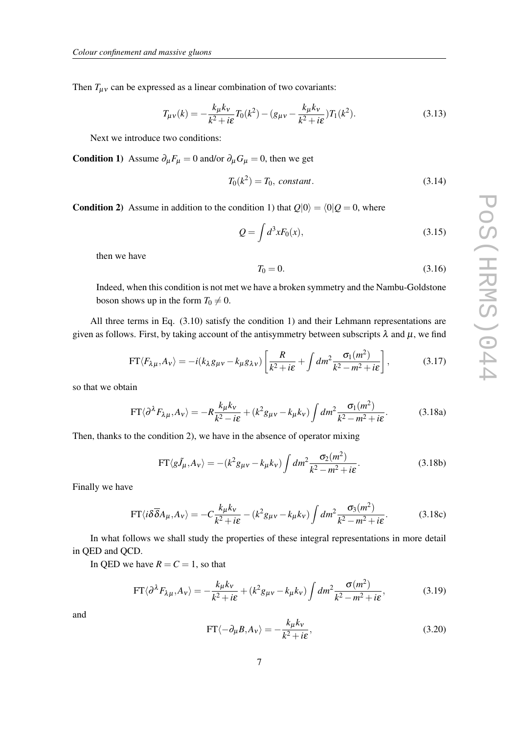Then $T_{\mu\nu}$ can be expressed as a linear combination of two covariants:

$$T_{\mu\nu}(k) = -\frac{k_\mu k_\nu}{k^2+i\varepsilon}T_0(k^2) - (g_{\mu\nu} - \frac{k_\mu k_\nu}{k^2+i\varepsilon})T_1(k^2). \tag{3.13}$$

Next we introduce two conditions:

**Condition 1)** Assume $\partial_\mu F_\mu = 0$ and/or $\partial_\mu G_\mu = 0$, then we get

$$T_0(k^2) = T_0, \; constant. \tag{3.14}$$

**Condition 2)** Assume in addition to the condition 1) that $Q|0\rangle = \langle 0|Q = 0$, where

$$Q = \int d^3x F_0(x), \tag{3.15}$$

then we have

$$T_0 = 0. \tag{3.16}$$

Indeed, when this condition is not met we have a broken symmetry and the Nambu-Goldstone boson shows up in the form $T_0 \neq 0$.

All three terms in Eq. (3.10) satisfy the condition 1) and their Lehmann representations are given as follows. First, by taking account of the antisymmetry between subscripts $\lambda$ and $\mu$, we find

$$\mathrm{FT}\langle F_{\lambda\mu}, A_\nu\rangle = -i(k_\lambda g_{\mu\nu} - k_\mu g_{\lambda\nu})\left[\frac{R}{k^2+i\varepsilon} + \int dm^2 \frac{\sigma_1(m^2)}{k^2-m^2+i\varepsilon}\right], \tag{3.17}$$

so that we obtain

$$\mathrm{FT}\langle \partial^\lambda F_{\lambda\mu}, A_\nu\rangle = -R\frac{k_\mu k_\nu}{k^2-i\varepsilon} + (k^2 g_{\mu\nu} - k_\mu k_\nu)\int dm^2 \frac{\sigma_1(m^2)}{k^2-m^2+i\varepsilon}. \tag{3.18a}$$

Then, thanks to the condition 2), we have in the absence of operator mixing

$$\mathrm{FT}\langle g\tilde{J}_\mu, A_\nu\rangle = -(k^2 g_{\mu\nu} - k_\mu k_\nu)\int dm^2 \frac{\sigma_2(m^2)}{k^2-m^2+i\varepsilon}. \tag{3.18b}$$

Finally we have

$$\mathrm{FT}\langle i\delta\overline{\delta}A_\mu, A_\nu\rangle = -C\frac{k_\mu k_\nu}{k^2+i\varepsilon} - (k^2 g_{\mu\nu} - k_\mu k_\nu)\int dm^2 \frac{\sigma_3(m^2)}{k^2-m^2+i\varepsilon}. \tag{3.18c}$$

In what follows we shall study the properties of these integral representations in more detail in QED and QCD.

In QED we have $R = C = 1$, so that

$$\mathrm{FT}\langle \partial^\lambda F_{\lambda\mu}, A_\nu\rangle = -\frac{k_\mu k_\nu}{k^2+i\varepsilon} + (k^2 g_{\mu\nu} - k_\mu k_\nu)\int dm^2 \frac{\sigma(m^2)}{k^2-m^2+i\varepsilon}, \tag{3.19}$$

and

$$\mathrm{FT}\langle -\partial_\mu B, A_\nu\rangle = -\frac{k_\mu k_\nu}{k^2+i\varepsilon}, \tag{3.20}$$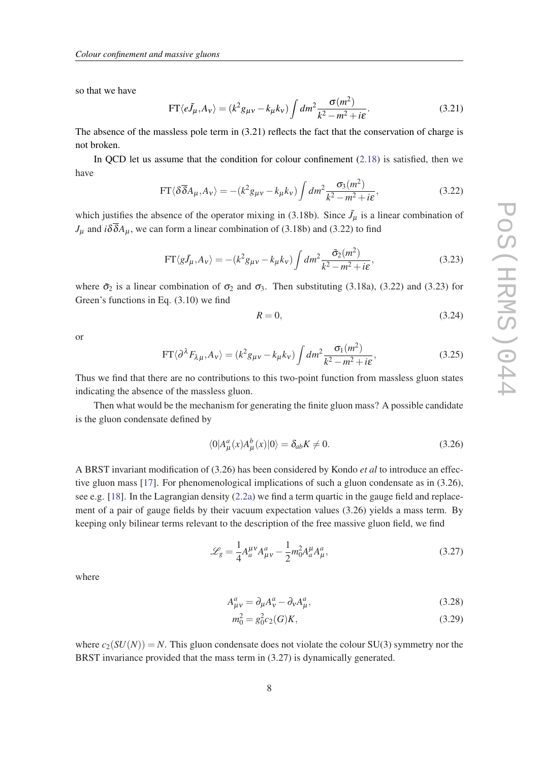so that we have

$$\mathrm{FT}\langle e\tilde{J}_\mu, A_\nu\rangle = (k^2 g_{\mu\nu} - k_\mu k_\nu)\int dm^2 \frac{\sigma(m^2)}{k^2 - m^2 + i\varepsilon}. \tag{3.21}$$

The absence of the massless pole term in (3.21) reflects the fact that the conservation of charge is not broken.

In QCD let us assume that the condition for colour confinement (2.18) is satisfied, then we have

$$\mathrm{FT}\langle \delta\overline{\delta}A_\mu, A_\nu\rangle = -(k^2 g_{\mu\nu} - k_\mu k_\nu)\int dm^2 \frac{\sigma_3(m^2)}{k^2 - m^2 + i\varepsilon}, \tag{3.22}$$

which justifies the absence of the operator mixing in (3.18b). Since $\tilde{J}_\mu$ is a linear combination of $J_\mu$ and $i\delta\overline{\delta}A_\mu$, we can form a linear combination of (3.18b) and (3.22) to find

$$\mathrm{FT}\langle g\tilde{J}_\mu, A_\nu\rangle = -(k^2 g_{\mu\nu} - k_\mu k_\nu)\int dm^2 \frac{\tilde{\sigma}_2(m^2)}{k^2 - m^2 + i\varepsilon}, \tag{3.23}$$

where $\tilde{\sigma}_2$ is a linear combination of $\sigma_2$ and $\sigma_3$. Then substituting (3.18a), (3.22) and (3.23) for Green's functions in Eq. (3.10) we find

$$R = 0, \tag{3.24}$$

or

$$\mathrm{FT}\langle \partial^\lambda F_{\lambda\mu}, A_\nu\rangle = (k^2 g_{\mu\nu} - k_\mu k_\nu)\int dm^2 \frac{\sigma_1(m^2)}{k^2 - m^2 + i\varepsilon}, \tag{3.25}$$

Thus we find that there are no contributions to this two-point function from massless gluon states indicating the absence of the massless gluon.

Then what would be the mechanism for generating the finite gluon mass? A possible candidate is the gluon condensate defined by

$$\langle 0|A^a_\mu(x)A^b_\mu(x)|0\rangle = \delta_{ab}K \neq 0. \tag{3.26}$$

A BRST invariant modification of (3.26) has been considered by Kondo *et al* to introduce an effective gluon mass [17]. For phenomenological implications of such a gluon condensate as in (3.26), see e.g. [18]. In the Lagrangian density (2.2a) we find a term quartic in the gauge field and replacement of a pair of gauge fields by their vacuum expectation values (3.26) yields a mass term. By keeping only bilinear terms relevant to the description of the free massive gluon field, we find

$$\mathscr{L}_g = \frac{1}{4}A^{\mu\nu}_a A^a_{\mu\nu} - \frac{1}{2}m_0^2 A^\mu_a A^a_\mu, \tag{3.27}$$

where

$$A^a_{\mu\nu} = \partial_\mu A^a_\nu - \partial_\nu A^a_\mu, \tag{3.28}$$

$$m_0^2 = g_0^2 c_2(G)K, \tag{3.29}$$

where $c_2(SU(N)) = N$. This gluon condensate does not violate the colour SU(3) symmetry nor the BRST invariance provided that the mass term in (3.27) is dynamically generated.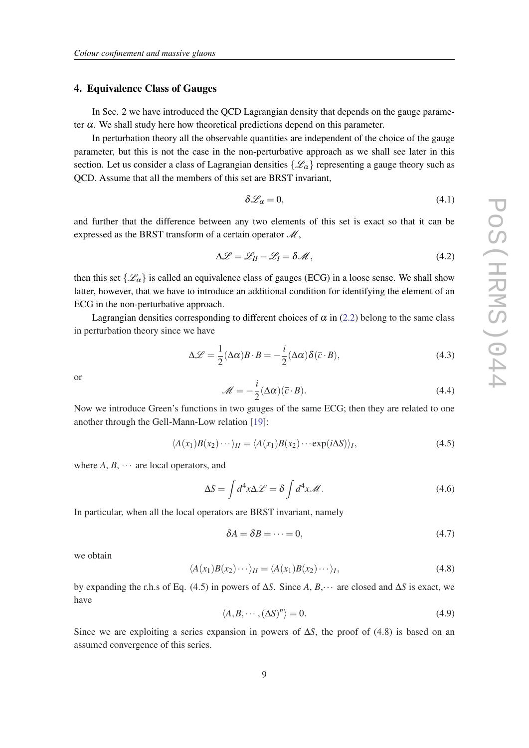## 4. Equivalence Class of Gauges

In Sec. 2 we have introduced the QCD Lagrangian density that depends on the gauge parameter $\alpha$. We shall study here how theoretical predictions depend on this parameter.

In perturbation theory all the observable quantities are independent of the choice of the gauge parameter, but this is not the case in the non-perturbative approach as we shall see later in this section. Let us consider a class of Lagrangian densities $\{\mathscr{L}_\alpha\}$ representing a gauge theory such as QCD. Assume that all the members of this set are BRST invariant,

$$\delta \mathscr{L}_\alpha = 0, \tag{4.1}$$

and further that the difference between any two elements of this set is exact so that it can be expressed as the BRST transform of a certain operator $\mathscr{M}$,

$$\Delta \mathscr{L} = \mathscr{L}_{II} - \mathscr{L}_{I} = \delta \mathscr{M}, \tag{4.2}$$

then this set $\{\mathscr{L}_\alpha\}$ is called an equivalence class of gauges (ECG) in a loose sense. We shall show latter, however, that we have to introduce an additional condition for identifying the element of an ECG in the non-perturbative approach.

Lagrangian densities corresponding to different choices of $\alpha$ in (2.2) belong to the same class in perturbation theory since we have

$$\Delta \mathscr{L} = \frac{1}{2}(\Delta\alpha) B \cdot B = -\frac{i}{2}(\Delta\alpha)\delta(\overline{c} \cdot B), \tag{4.3}$$

or

$$\mathscr{M} = -\frac{i}{2}(\Delta\alpha)(\overline{c} \cdot B). \tag{4.4}$$

Now we introduce Green's functions in two gauges of the same ECG; then they are related to one another through the Gell-Mann-Low relation [19]:

$$\langle A(x_1)B(x_2)\cdots\rangle_{II} = \langle A(x_1)B(x_2)\cdots \exp(i\Delta S)\rangle_{I}, \tag{4.5}$$

where $A$, $B$, $\cdots$ are local operators, and

$$\Delta S = \int d^4x \Delta\mathscr{L} = \delta \int d^4x \mathscr{M}. \tag{4.6}$$

In particular, when all the local operators are BRST invariant, namely

$$\delta A = \delta B = \cdots = 0, \tag{4.7}$$

we obtain

$$\langle A(x_1)B(x_2)\cdots\rangle_{II} = \langle A(x_1)B(x_2)\cdots\rangle_{I}, \tag{4.8}$$

by expanding the r.h.s of Eq. (4.5) in powers of $\Delta S$. Since $A$, $B$,$\cdots$ are closed and $\Delta S$ is exact, we have

$$\langle A, B, \cdots, (\Delta S)^n\rangle = 0. \tag{4.9}$$

Since we are exploiting a series expansion in powers of $\Delta S$, the proof of (4.8) is based on an assumed convergence of this series.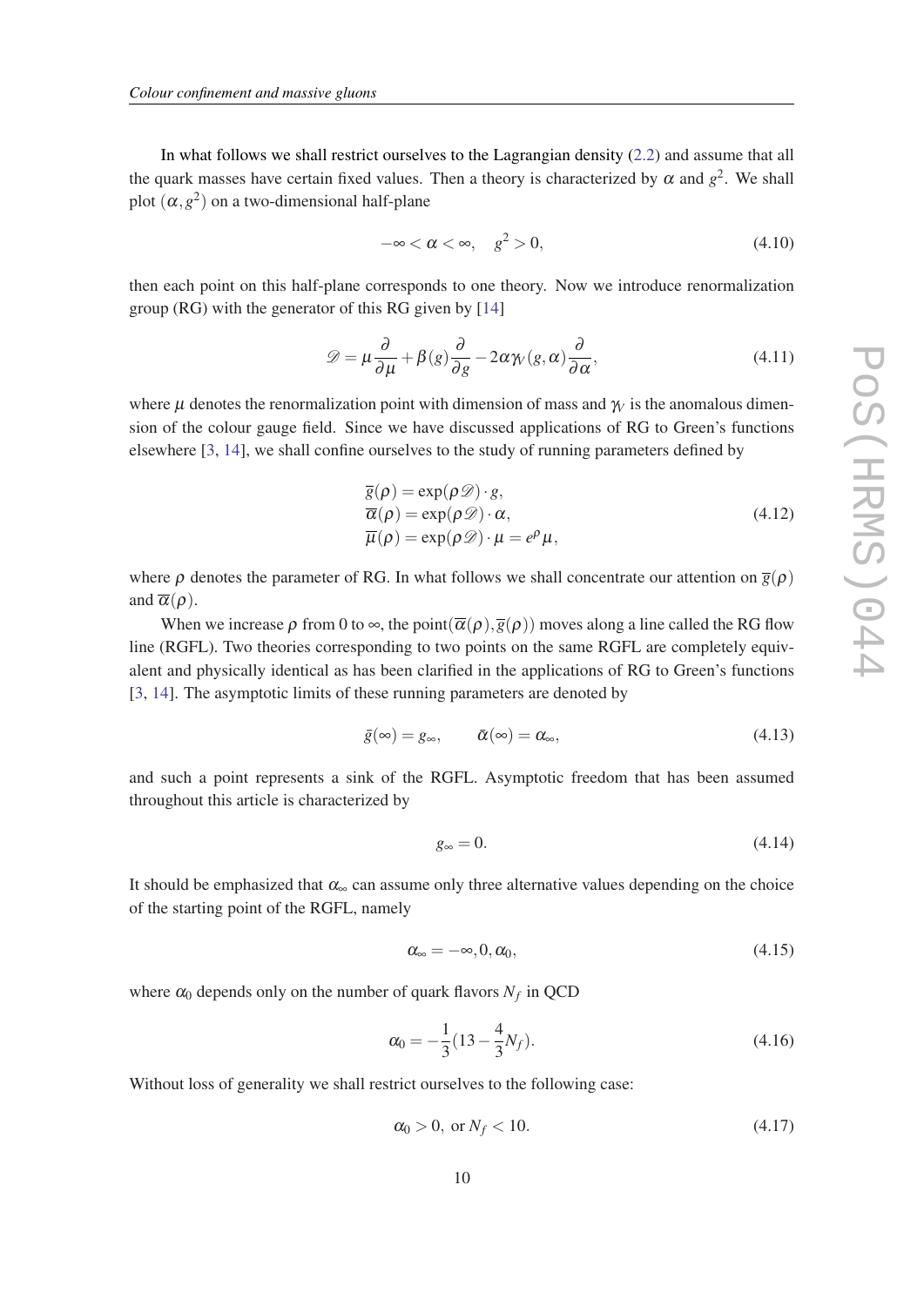In what follows we shall restrict ourselves to the Lagrangian density (2.2) and assume that all the quark masses have certain fixed values. Then a theory is characterized by $\alpha$ and $g^2$. We shall plot $(\alpha, g^2)$ on a two-dimensional half-plane

$$-\infty < \alpha < \infty, \quad g^2 > 0, \tag{4.10}$$

then each point on this half-plane corresponds to one theory. Now we introduce renormalization group (RG) with the generator of this RG given by [14]

$$\mathscr{D} = \mu \frac{\partial}{\partial \mu} + \beta(g) \frac{\partial}{\partial g} - 2\alpha \gamma_V(g, \alpha) \frac{\partial}{\partial \alpha}, \tag{4.11}$$

where $\mu$ denotes the renormalization point with dimension of mass and $\gamma_V$ is the anomalous dimension of the colour gauge field. Since we have discussed applications of RG to Green's functions elsewhere [3, 14], we shall confine ourselves to the study of running parameters defined by

$$\begin{aligned}
\overline{g}(\rho) &= \exp(\rho \mathscr{D}) \cdot g, \\
\overline{\alpha}(\rho) &= \exp(\rho \mathscr{D}) \cdot \alpha, \\
\overline{\mu}(\rho) &= \exp(\rho \mathscr{D}) \cdot \mu = e^{\rho} \mu,
\end{aligned} \tag{4.12}$$

where $\rho$ denotes the parameter of RG. In what follows we shall concentrate our attention on $\overline{g}(\rho)$ and $\overline{\alpha}(\rho)$.

When we increase $\rho$ from 0 to $\infty$, the point$(\overline{\alpha}(\rho), \overline{g}(\rho))$ moves along a line called the RG flow line (RGFL). Two theories corresponding to two points on the same RGFL are completely equivalent and physically identical as has been clarified in the applications of RG to Green's functions [3, 14]. The asymptotic limits of these running parameters are denoted by

$$\bar{g}(\infty) = g_\infty, \qquad \bar{\alpha}(\infty) = \alpha_\infty, \tag{4.13}$$

and such a point represents a sink of the RGFL. Asymptotic freedom that has been assumed throughout this article is characterized by

$$g_\infty = 0. \tag{4.14}$$

It should be emphasized that $\alpha_\infty$ can assume only three alternative values depending on the choice of the starting point of the RGFL, namely

$$\alpha_\infty = -\infty, 0, \alpha_0, \tag{4.15}$$

where $\alpha_0$ depends only on the number of quark flavors $N_f$ in QCD

$$\alpha_0 = -\frac{1}{3}(13 - \frac{4}{3} N_f). \tag{4.16}$$

Without loss of generality we shall restrict ourselves to the following case:

$$\alpha_0 > 0, \text{ or } N_f < 10. \tag{4.17}$$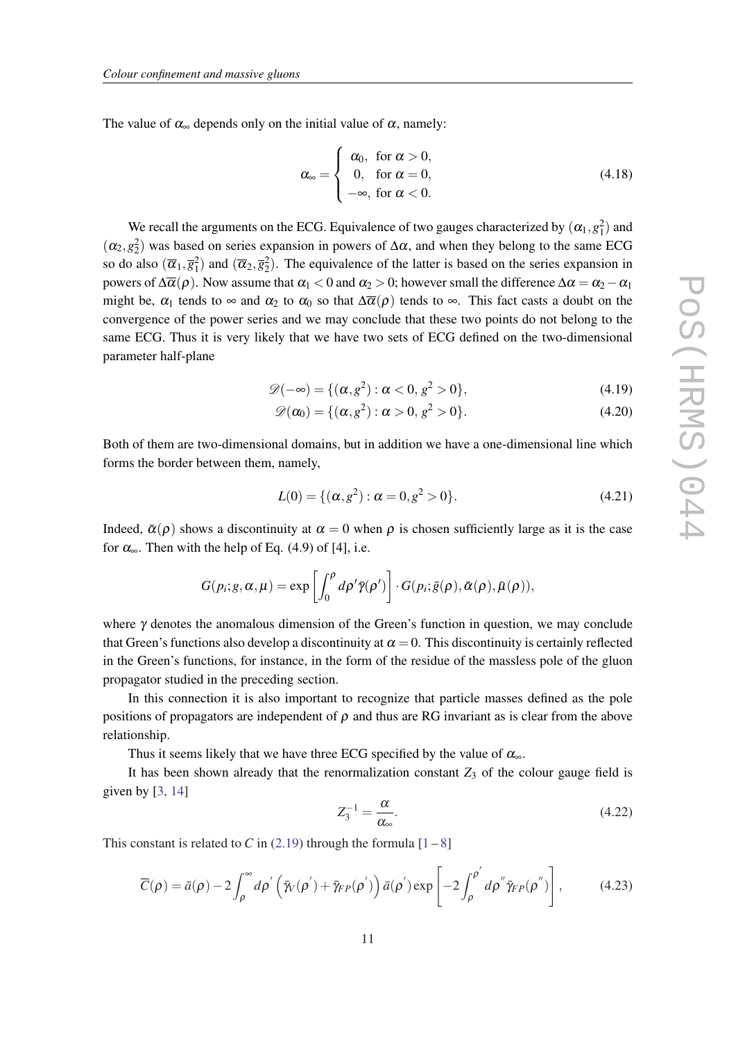The value of $\alpha_\infty$ depends only on the initial value of $\alpha$, namely:

$$\alpha_\infty = \begin{cases} \alpha_0, & \text{for } \alpha > 0, \\ 0, & \text{for } \alpha = 0, \\ -\infty, & \text{for } \alpha < 0. \end{cases} \tag{4.18}$$

We recall the arguments on the ECG. Equivalence of two gauges characterized by $(\alpha_1, g_1^2)$ and $(\alpha_2, g_2^2)$ was based on series expansion in powers of $\Delta\alpha$, and when they belong to the same ECG so do also $(\overline{\alpha}_1, \overline{g}_1^2)$ and $(\overline{\alpha}_2, \overline{g}_2^2)$. The equivalence of the latter is based on the series expansion in powers of $\Delta\overline{\alpha}(\rho)$. Now assume that $\alpha_1 < 0$ and $\alpha_2 > 0$; however small the difference $\Delta\alpha = \alpha_2 - \alpha_1$ might be, $\alpha_1$ tends to $\infty$ and $\alpha_2$ to $\alpha_0$ so that $\Delta\overline{\alpha}(\rho)$ tends to $\infty$. This fact casts a doubt on the convergence of the power series and we may conclude that these two points do not belong to the same ECG. Thus it is very likely that we have two sets of ECG defined on the two-dimensional parameter half-plane

$$\mathscr{D}(-\infty) = \{(\alpha, g^2) : \alpha < 0,\, g^2 > 0\}, \tag{4.19}$$

$$\mathscr{D}(\alpha_0) = \{(\alpha, g^2) : \alpha > 0,\, g^2 > 0\}. \tag{4.20}$$

Both of them are two-dimensional domains, but in addition we have a one-dimensional line which forms the border between them, namely,

$$L(0) = \{(\alpha, g^2) : \alpha = 0, g^2 > 0\}. \tag{4.21}$$

Indeed, $\bar{\alpha}(\rho)$ shows a discontinuity at $\alpha = 0$ when $\rho$ is chosen sufficiently large as it is the case for $\alpha_\infty$. Then with the help of Eq. (4.9) of [4], i.e.

$$G(p_i; g, \alpha, \mu) = \exp\left[\int_0^\rho d\rho' \bar{\gamma}(\rho')\right] \cdot G(p_i; \bar{g}(\rho), \bar{\alpha}(\rho), \bar{\mu}(\rho)),$$

where $\gamma$ denotes the anomalous dimension of the Green's function in question, we may conclude that Green's functions also develop a discontinuity at $\alpha = 0$. This discontinuity is certainly reflected in the Green's functions, for instance, in the form of the residue of the massless pole of the gluon propagator studied in the preceding section.

In this connection it is also important to recognize that particle masses defined as the pole positions of propagators are independent of $\rho$ and thus are RG invariant as is clear from the above relationship.

Thus it seems likely that we have three ECG specified by the value of $\alpha_\infty$.

It has been shown already that the renormalization constant $Z_3$ of the colour gauge field is given by [3, 14]

$$Z_3^{-1} = \frac{\alpha}{\alpha_\infty}. \tag{4.22}$$

This constant is related to $C$ in (2.19) through the formula [1 – 8]

$$\overline{C}(\rho) = \bar{a}(\rho) - 2\int_\rho^\infty d\rho' \left(\bar{\gamma}_V(\rho') + \bar{\gamma}_{FP}(\rho')\right) \bar{a}(\rho') \exp\left[-2\int_\rho^{\rho'} d\rho'' \bar{\gamma}_{FP}(\rho'')\right], \tag{4.23}$$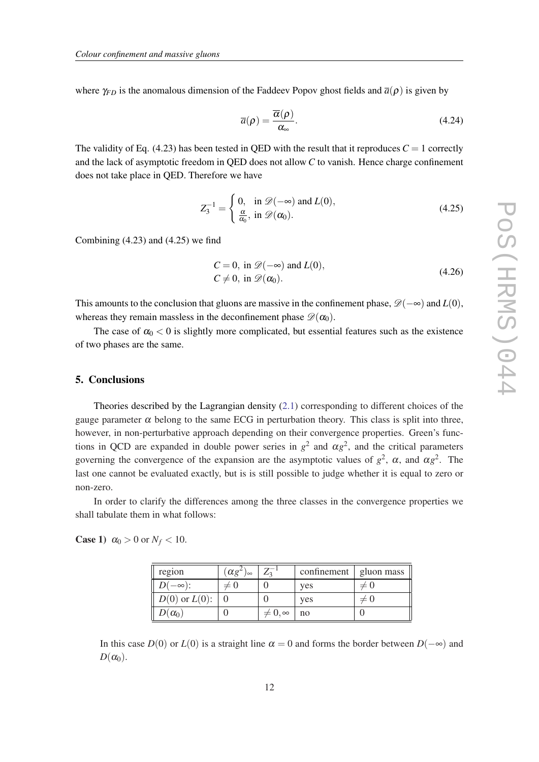where $\gamma_{FD}$ is the anomalous dimension of the Faddeev Popov ghost fields and $\overline{a}(\rho)$ is given by

$$\overline{a}(\rho) = \frac{\overline{\alpha}(\rho)}{\alpha_\infty}. \tag{4.24}$$

The validity of Eq. (4.23) has been tested in QED with the result that it reproduces $C = 1$ correctly and the lack of asymptotic freedom in QED does not allow $C$ to vanish. Hence charge confinement does not take place in QED. Therefore we have

$$Z_3^{-1} = \begin{cases} 0, & \text{in } \mathscr{D}(-\infty) \text{ and } L(0), \\ \frac{\alpha}{\alpha_0}, & \text{in } \mathscr{D}(\alpha_0). \end{cases} \tag{4.25}$$

Combining (4.23) and (4.25) we find

$$\begin{aligned} &C = 0, \text{ in } \mathscr{D}(-\infty) \text{ and } L(0), \\ &C \neq 0, \text{ in } \mathscr{D}(\alpha_0). \end{aligned} \tag{4.26}$$

This amounts to the conclusion that gluons are massive in the confinement phase, $\mathscr{D}(-\infty)$ and $L(0)$, whereas they remain massless in the deconfinement phase $\mathscr{D}(\alpha_0)$.

The case of $\alpha_0 < 0$ is slightly more complicated, but essential features such as the existence of two phases are the same.

## 5. Conclusions

Theories described by the Lagrangian density (2.1) corresponding to different choices of the gauge parameter $\alpha$ belong to the same ECG in perturbation theory. This class is split into three, however, in non-perturbative approach depending on their convergence properties. Green's functions in QCD are expanded in double power series in $g^2$ and $\alpha g^2$, and the critical parameters governing the convergence of the expansion are the asymptotic values of $g^2$, $\alpha$, and $\alpha g^2$. The last one cannot be evaluated exactly, but is is still possible to judge whether it is equal to zero or non-zero.

In order to clarify the differences among the three classes in the convergence properties we shall tabulate them in what follows:

**Case 1)** $\alpha_0 > 0$ or $N_f < 10$.

| region | $(\alpha g^2)_\infty$ | $Z_3^{-1}$ | confinement | gluon mass |
|---|---|---|---|---|
| $D(-\infty)$: | $\neq 0$ | 0 | yes | $\neq 0$ |
| $D(0)$ or $L(0)$: | 0 | 0 | yes | $\neq 0$ |
| $D(\alpha_0)$ | 0 | $\neq 0, \infty$ | no | 0 |

In this case $D(0)$ or $L(0)$ is a straight line $\alpha = 0$ and forms the border between $D(-\infty)$ and $D(\alpha_0)$.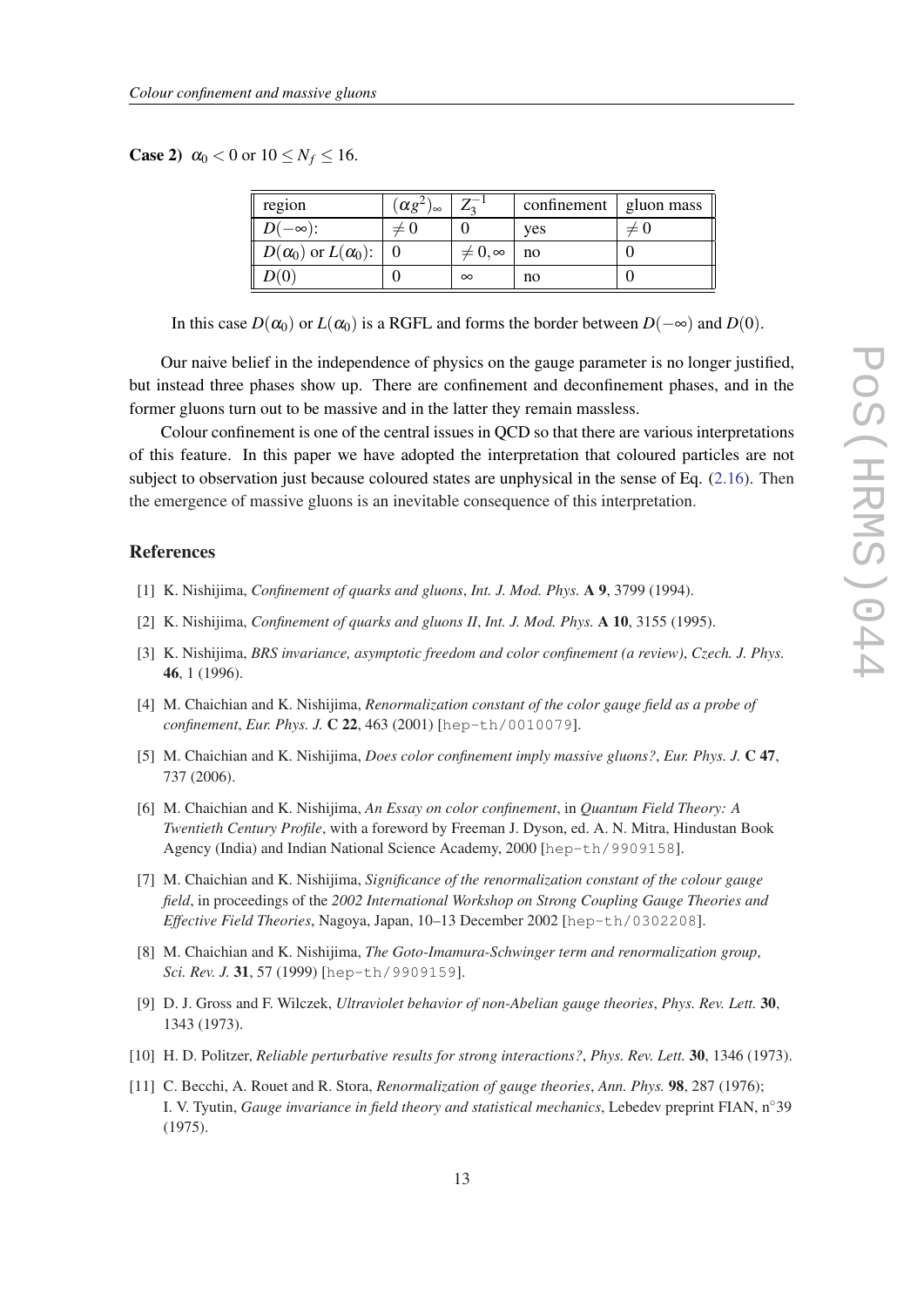**Case 2)** $\alpha_0 < 0$ or $10 \leq N_f \leq 16$.

| region | $(\alpha g^2)_\infty$ | $Z_3^{-1}$ | confinement | gluon mass |
|---|---|---|---|---|
| $D(-\infty)$: | $\neq 0$ | 0 | yes | $\neq 0$ |
| $D(\alpha_0)$ or $L(\alpha_0)$: | 0 | $\neq 0, \infty$ | no | 0 |
| $D(0)$ | 0 | $\infty$ | no | 0 |

In this case $D(\alpha_0)$ or $L(\alpha_0)$ is a RGFL and forms the border between $D(-\infty)$ and $D(0)$.

Our naive belief in the independence of physics on the gauge parameter is no longer justified, but instead three phases show up. There are confinement and deconfinement phases, and in the former gluons turn out to be massive and in the latter they remain massless.

Colour confinement is one of the central issues in QCD so that there are various interpretations of this feature. In this paper we have adopted the interpretation that coloured particles are not subject to observation just because coloured states are unphysical in the sense of Eq. (2.16). Then the emergence of massive gluons is an inevitable consequence of this interpretation.

## References

[1] K. Nishijima, *Confinement of quarks and gluons*, *Int. J. Mod. Phys.* **A 9**, 3799 (1994).

[2] K. Nishijima, *Confinement of quarks and gluons II*, *Int. J. Mod. Phys.* **A 10**, 3155 (1995).

[3] K. Nishijima, *BRS invariance, asymptotic freedom and color confinement (a review)*, *Czech. J. Phys.* **46**, 1 (1996).

[4] M. Chaichian and K. Nishijima, *Renormalization constant of the color gauge field as a probe of confinement*, *Eur. Phys. J.* **C 22**, 463 (2001) [hep-th/0010079].

[5] M. Chaichian and K. Nishijima, *Does color confinement imply massive gluons?*, *Eur. Phys. J.* **C 47**, 737 (2006).

[6] M. Chaichian and K. Nishijima, *An Essay on color confinement*, in *Quantum Field Theory: A Twentieth Century Profile*, with a foreword by Freeman J. Dyson, ed. A. N. Mitra, Hindustan Book Agency (India) and Indian National Science Academy, 2000 [hep-th/9909158].

[7] M. Chaichian and K. Nishijima, *Significance of the renormalization constant of the colour gauge field*, in proceedings of the *2002 International Workshop on Strong Coupling Gauge Theories and Effective Field Theories*, Nagoya, Japan, 10–13 December 2002 [hep-th/0302208].

[8] M. Chaichian and K. Nishijima, *The Goto-Imamura-Schwinger term and renormalization group*, *Sci. Rev. J.* **31**, 57 (1999) [hep-th/9909159].

[9] D. J. Gross and F. Wilczek, *Ultraviolet behavior of non-Abelian gauge theories*, *Phys. Rev. Lett.* **30**, 1343 (1973).

[10] H. D. Politzer, *Reliable perturbative results for strong interactions?*, *Phys. Rev. Lett.* **30**, 1346 (1973).

[11] C. Becchi, A. Rouet and R. Stora, *Renormalization of gauge theories*, *Ann. Phys.* **98**, 287 (1976); I. V. Tyutin, *Gauge invariance in field theory and statistical mechanics*, Lebedev preprint FIAN, n°39 (1975).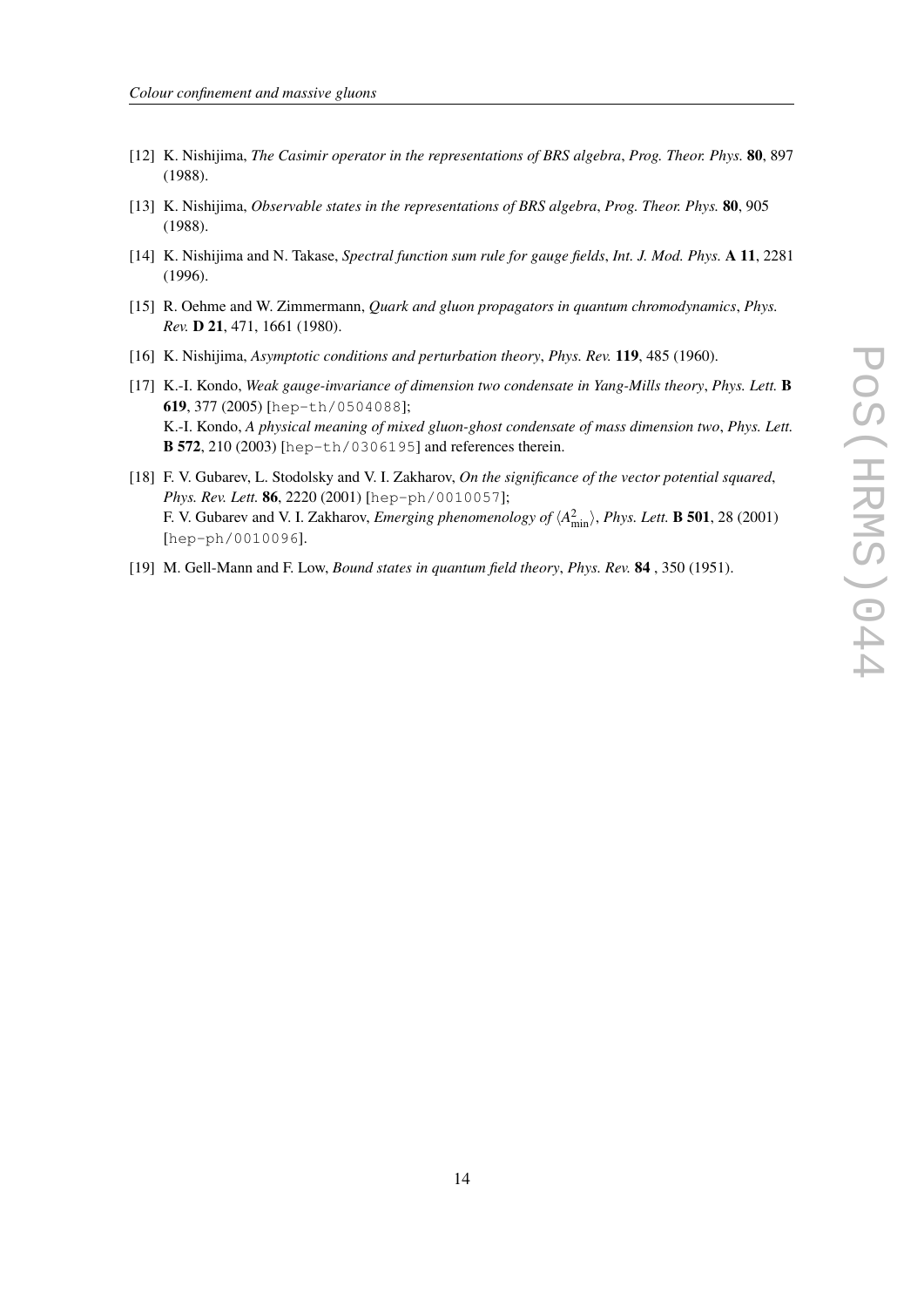[12] K. Nishijima, *The Casimir operator in the representations of BRS algebra*, *Prog. Theor. Phys.* **80**, 897 (1988).

[13] K. Nishijima, *Observable states in the representations of BRS algebra*, *Prog. Theor. Phys.* **80**, 905 (1988).

[14] K. Nishijima and N. Takase, *Spectral function sum rule for gauge fields*, *Int. J. Mod. Phys.* **A 11**, 2281 (1996).

[15] R. Oehme and W. Zimmermann, *Quark and gluon propagators in quantum chromodynamics*, *Phys. Rev.* **D 21**, 471, 1661 (1980).

[16] K. Nishijima, *Asymptotic conditions and perturbation theory*, *Phys. Rev.* **119**, 485 (1960).

[17] K.-I. Kondo, *Weak gauge-invariance of dimension two condensate in Yang-Mills theory*, *Phys. Lett.* **B 619**, 377 (2005) [hep-th/0504088];
K.-I. Kondo, *A physical meaning of mixed gluon-ghost condensate of mass dimension two*, *Phys. Lett.* **B 572**, 210 (2003) [hep-th/0306195] and references therein.

[18] F. V. Gubarev, L. Stodolsky and V. I. Zakharov, *On the significance of the vector potential squared*, *Phys. Rev. Lett.* **86**, 2220 (2001) [hep-ph/0010057];
F. V. Gubarev and V. I. Zakharov, *Emerging phenomenology of $\langle A^2_{\min} \rangle$*, *Phys. Lett.* **B 501**, 28 (2001) [hep-ph/0010096].

[19] M. Gell-Mann and F. Low, *Bound states in quantum field theory*, *Phys. Rev.* **84** , 350 (1951).